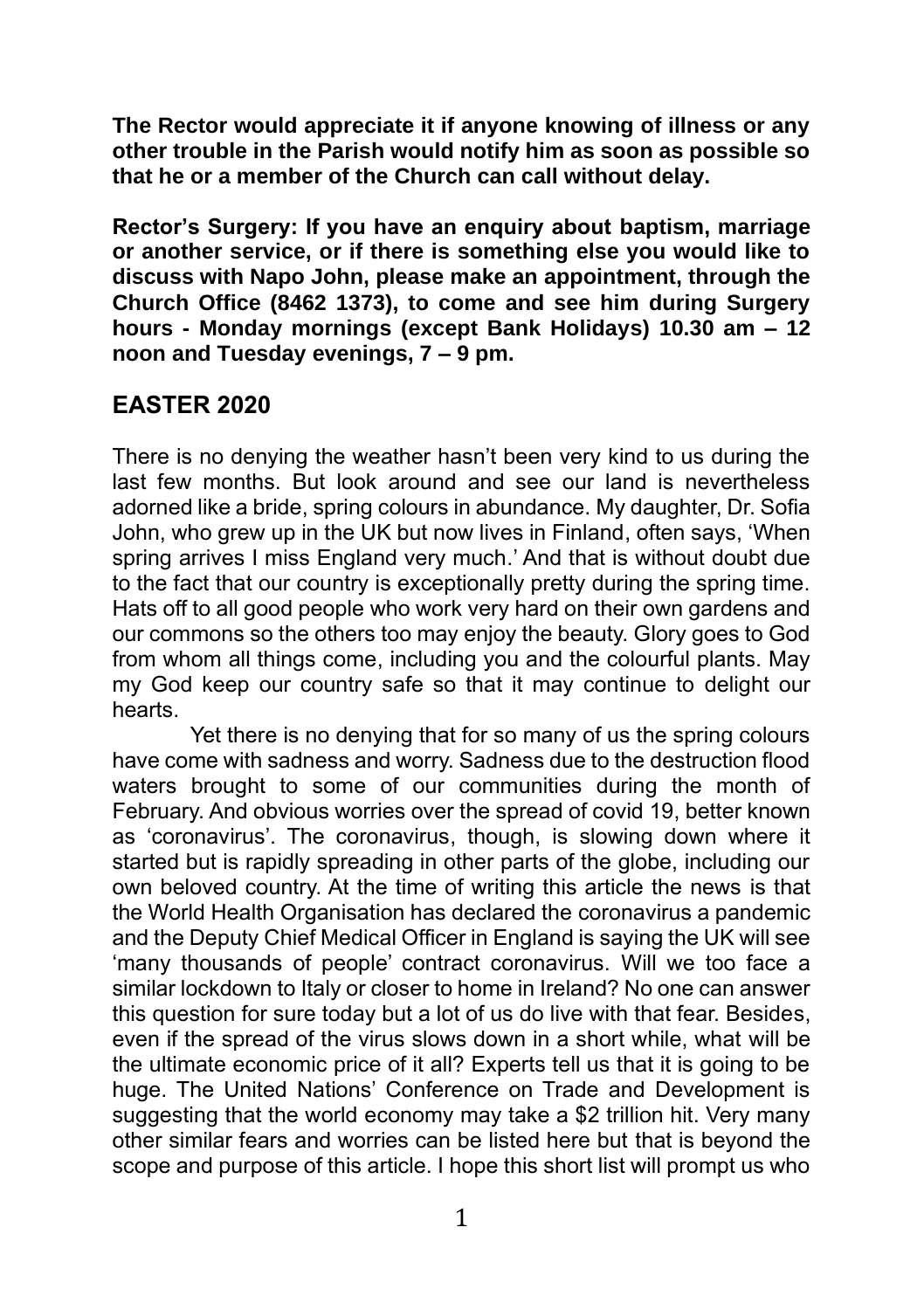**The Rector would appreciate it if anyone knowing of illness or any other trouble in the Parish would notify him as soon as possible so that he or a member of the Church can call without delay.**

**Rector's Surgery: If you have an enquiry about baptism, marriage or another service, or if there is something else you would like to discuss with Napo John, please make an appointment, through the Church Office (8462 1373), to come and see him during Surgery hours - Monday mornings (except Bank Holidays) 10.30 am – 12 noon and Tuesday evenings, 7 – 9 pm.**

## EASTER 2020

There is no denying the weather hasn't been very kind to us during the last few months. But look around and see our land is nevertheless adorned like a bride, spring colours in abundance. My daughter, Dr. Sofia John, who grew up in the UK but now lives in Finland, often says, 'When spring arrives I miss England very much.' And that is without doubt due to the fact that our country is exceptionally pretty during the spring time. Hats off to all good people who work very hard on their own gardens and our commons so the others too may enjoy the beauty. Glory goes to God from whom all things come, including you and the colourful plants. May my God keep our country safe so that it may continue to delight our hearts.

Yet there is no denying that for so many of us the spring colours have come with sadness and worry. Sadness due to the destruction flood waters brought to some of our communities during the month of February. And obvious worries over the spread of covid 19, better known as 'coronavirus'. The coronavirus, though, is slowing down where it started but is rapidly spreading in other parts of the globe, including our own beloved country. At the time of writing this article the news is that the World Health Organisation has declared the coronavirus a pandemic and the Deputy Chief Medical Officer in England is saying the UK will see 'many thousands of people' contract coronavirus. Will we too face a similar lockdown to Italy or closer to home in Ireland? No one can answer this question for sure today but a lot of us do live with that fear. Besides, even if the spread of the virus slows down in a short while, what will be the ultimate economic price of it all? Experts tell us that it is going to be huge. The United Nations' Conference on Trade and Development is suggesting that the world economy may take a $2 trillion hit. Very many other similar fears and worries can be listed here but that is beyond the scope and purpose of this article. I hope this short list will prompt us who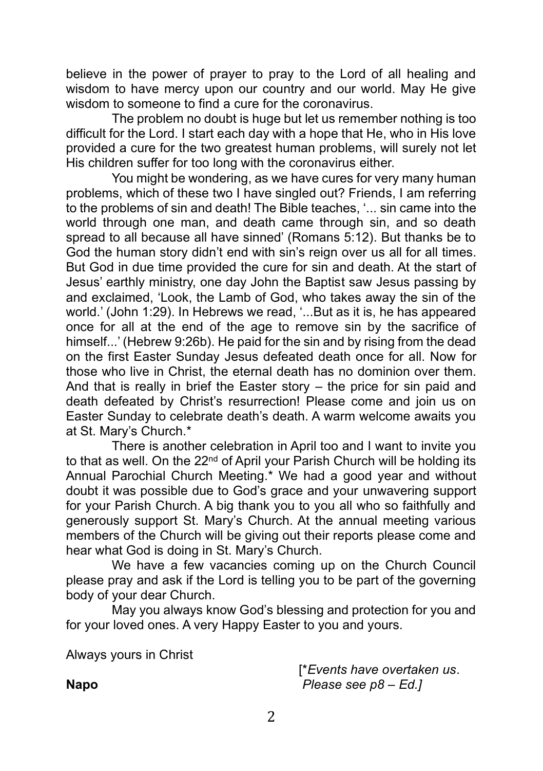believe in the power of prayer to pray to the Lord of all healing and wisdom to have mercy upon our country and our world. May He give wisdom to someone to find a cure for the coronavirus.

The problem no doubt is huge but let us remember nothing is too difficult for the Lord. I start each day with a hope that He, who in His love provided a cure for the two greatest human problems, will surely not let His children suffer for too long with the coronavirus either.

You might be wondering, as we have cures for very many human problems, which of these two I have singled out? Friends, I am referring to the problems of sin and death! The Bible teaches, '... sin came into the world through one man, and death came through sin, and so death spread to all because all have sinned' (Romans 5:12). But thanks be to God the human story didn't end with sin's reign over us all for all times. But God in due time provided the cure for sin and death. At the start of Jesus' earthly ministry, one day John the Baptist saw Jesus passing by and exclaimed, 'Look, the Lamb of God, who takes away the sin of the world.' (John 1:29). In Hebrews we read, '...But as it is, he has appeared once for all at the end of the age to remove sin by the sacrifice of himself...' (Hebrew 9:26b). He paid for the sin and by rising from the dead on the first Easter Sunday Jesus defeated death once for all. Now for those who live in Christ, the eternal death has no dominion over them. And that is really in brief the Easter story – the price for sin paid and death defeated by Christ's resurrection! Please come and join us on Easter Sunday to celebrate death's death. A warm welcome awaits you at St. Mary's Church.*

There is another celebration in April too and I want to invite you to that as well. On the 22nd of April your Parish Church will be holding its Annual Parochial Church Meeting.* We had a good year and without doubt it was possible due to God's grace and your unwavering support for your Parish Church. A big thank you to you all who so faithfully and generously support St. Mary's Church. At the annual meeting various members of the Church will be giving out their reports please come and hear what God is doing in St. Mary's Church.

We have a few vacancies coming up on the Church Council please pray and ask if the Lord is telling you to be part of the governing body of your dear Church.

May you always know God's blessing and protection for you and for your loved ones. A very Happy Easter to you and yours.

Always yours in Christ

**Napo**

[**Events have overtaken us*. *Please see p8 – Ed.]*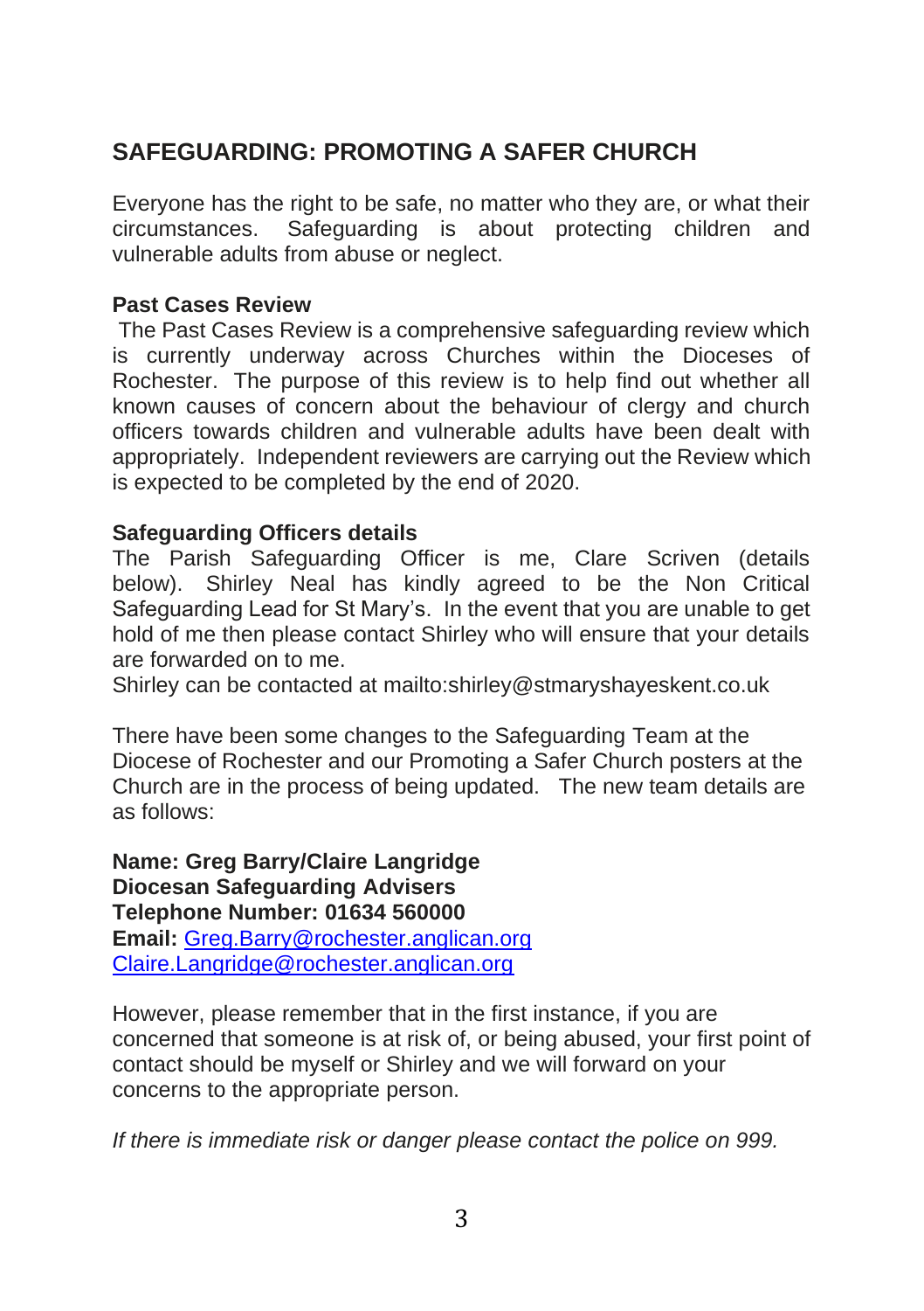## SAFEGUARDING: PROMOTING A SAFER CHURCH

Everyone has the right to be safe, no matter who they are, or what their circumstances. Safeguarding is about protecting children and vulnerable adults from abuse or neglect.

**Past Cases Review**

The Past Cases Review is a comprehensive safeguarding review which is currently underway across Churches within the Dioceses of Rochester. The purpose of this review is to help find out whether all known causes of concern about the behaviour of clergy and church officers towards children and vulnerable adults have been dealt with appropriately. Independent reviewers are carrying out the Review which is expected to be completed by the end of 2020.

**Safeguarding Officers details**

The Parish Safeguarding Officer is me, Clare Scriven (details below). Shirley Neal has kindly agreed to be the Non Critical Safeguarding Lead for St Mary's. In the event that you are unable to get hold of me then please contact Shirley who will ensure that your details are forwarded on to me.

Shirley can be contacted at mailto:shirley@stmaryshayeskent.co.uk

There have been some changes to the Safeguarding Team at the Diocese of Rochester and our Promoting a Safer Church posters at the Church are in the process of being updated. The new team details are as follows:

**Name: Greg Barry/Claire Langridge**
**Diocesan Safeguarding Advisers**
**Telephone Number: 01634 560000**
**Email:** Greg.Barry@rochester.anglican.org
Claire.Langridge@rochester.anglican.org

However, please remember that in the first instance, if you are concerned that someone is at risk of, or being abused, your first point of contact should be myself or Shirley and we will forward on your concerns to the appropriate person.

*If there is immediate risk or danger please contact the police on 999.*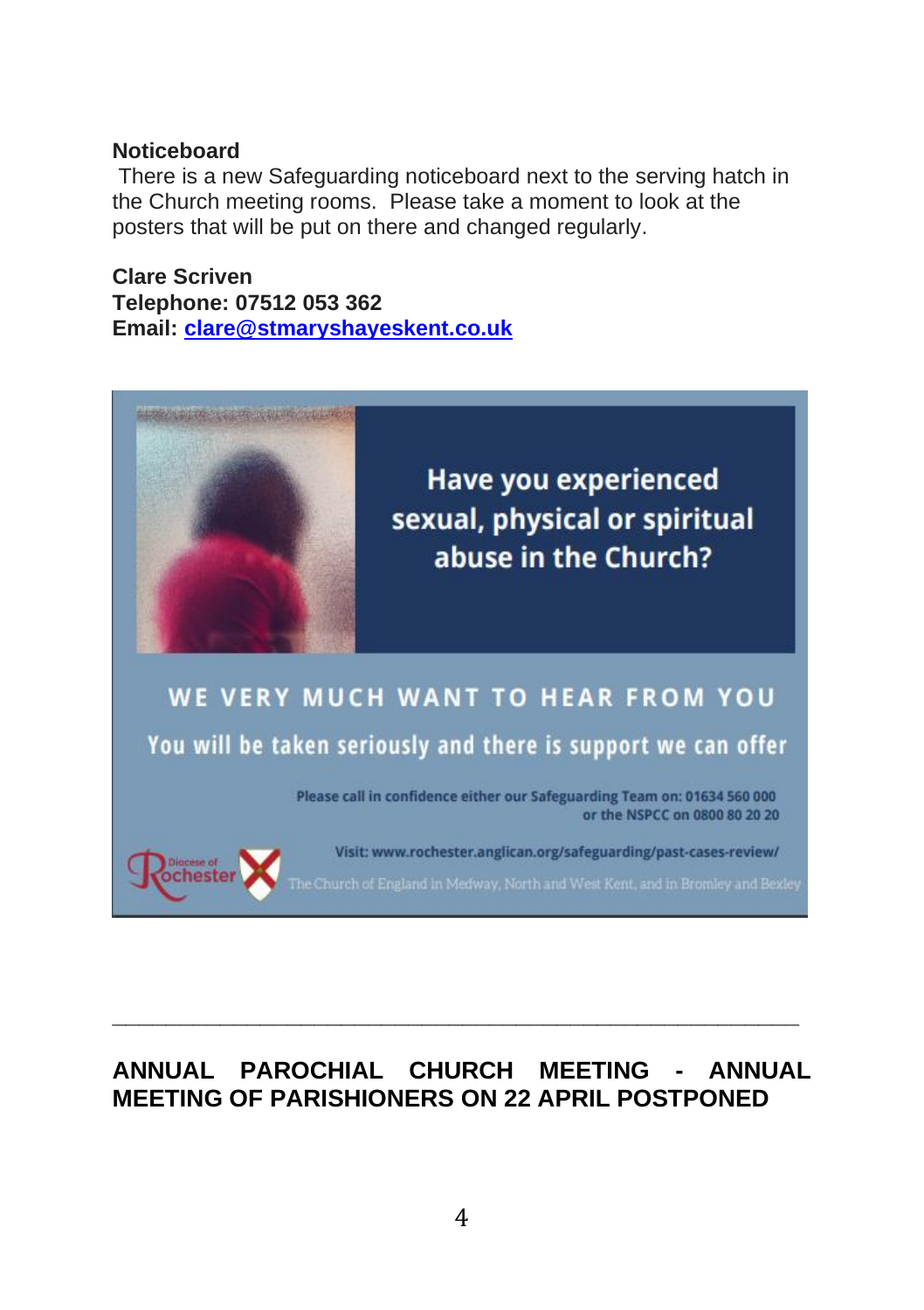**Noticeboard**

There is a new Safeguarding noticeboard next to the serving hatch in the Church meeting rooms. Please take a moment to look at the posters that will be put on there and changed regularly.

**Clare Scriven**
**Telephone: 07512 053 362**
**Email: clare@stmaryshayeskent.co.uk**

Have you experienced sexual, physical or spiritual abuse in the Church?

WE VERY MUCH WANT TO HEAR FROM YOU

You will be taken seriously and there is support we can offer

Please call in confidence either our Safeguarding Team on: 01634 560 000 or the NSPCC on 0800 80 20 20

Visit: www.rochester.anglican.org/safeguarding/past-cases-review/

Diocese of Rochester

The Church of England in Medway, North and West Kent, and in Bromley and Bexley

---

## ANNUAL PAROCHIAL CHURCH MEETING - ANNUAL MEETING OF PARISHIONERS ON 22 APRIL POSTPONED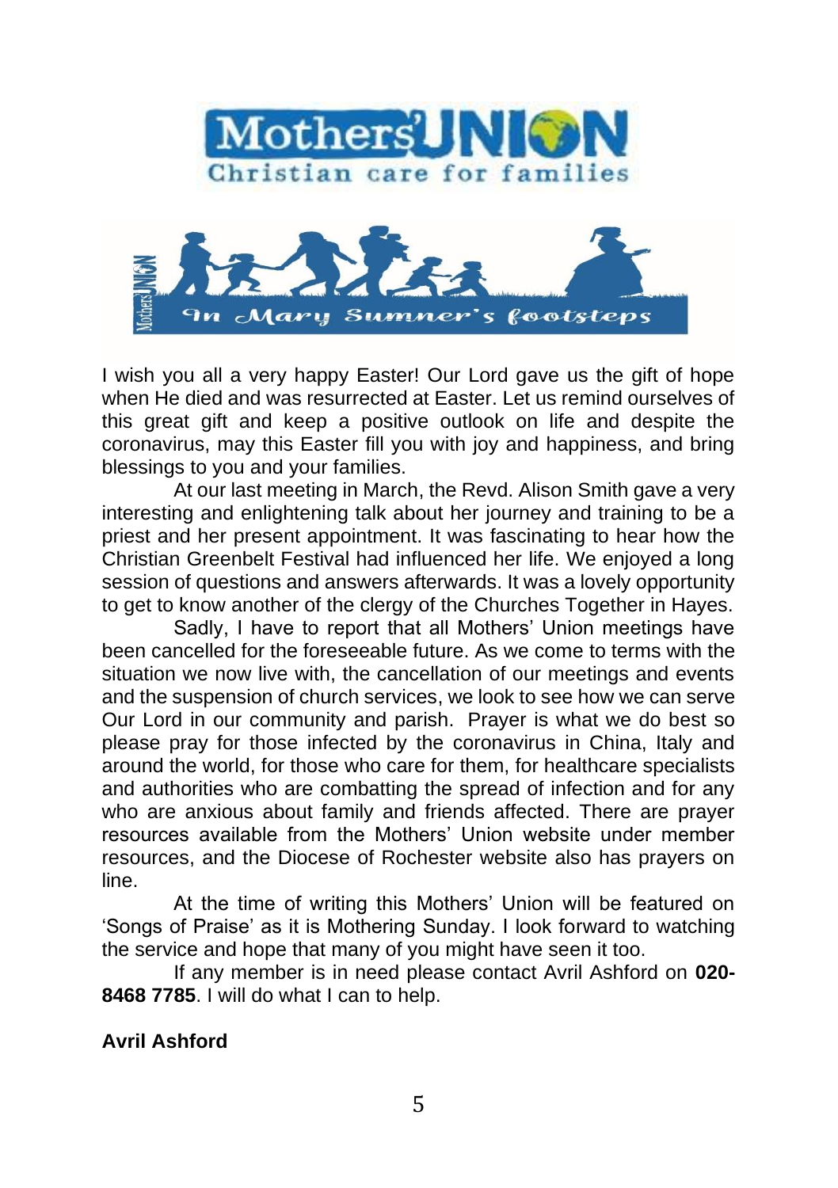# Mothers' Union

Christian care for families

*In Mary Sumner's footsteps*

I wish you all a very happy Easter! Our Lord gave us the gift of hope when He died and was resurrected at Easter. Let us remind ourselves of this great gift and keep a positive outlook on life and despite the coronavirus, may this Easter fill you with joy and happiness, and bring blessings to you and your families.

At our last meeting in March, the Revd. Alison Smith gave a very interesting and enlightening talk about her journey and training to be a priest and her present appointment. It was fascinating to hear how the Christian Greenbelt Festival had influenced her life. We enjoyed a long session of questions and answers afterwards. It was a lovely opportunity to get to know another of the clergy of the Churches Together in Hayes.

Sadly, I have to report that all Mothers' Union meetings have been cancelled for the foreseeable future. As we come to terms with the situation we now live with, the cancellation of our meetings and events and the suspension of church services, we look to see how we can serve Our Lord in our community and parish. Prayer is what we do best so please pray for those infected by the coronavirus in China, Italy and around the world, for those who care for them, for healthcare specialists and authorities who are combatting the spread of infection and for any who are anxious about family and friends affected. There are prayer resources available from the Mothers' Union website under member resources, and the Diocese of Rochester website also has prayers on line.

At the time of writing this Mothers' Union will be featured on 'Songs of Praise' as it is Mothering Sunday. I look forward to watching the service and hope that many of you might have seen it too.

If any member is in need please contact Avril Ashford on **020-8468 7785**. I will do what I can to help.

**Avril Ashford**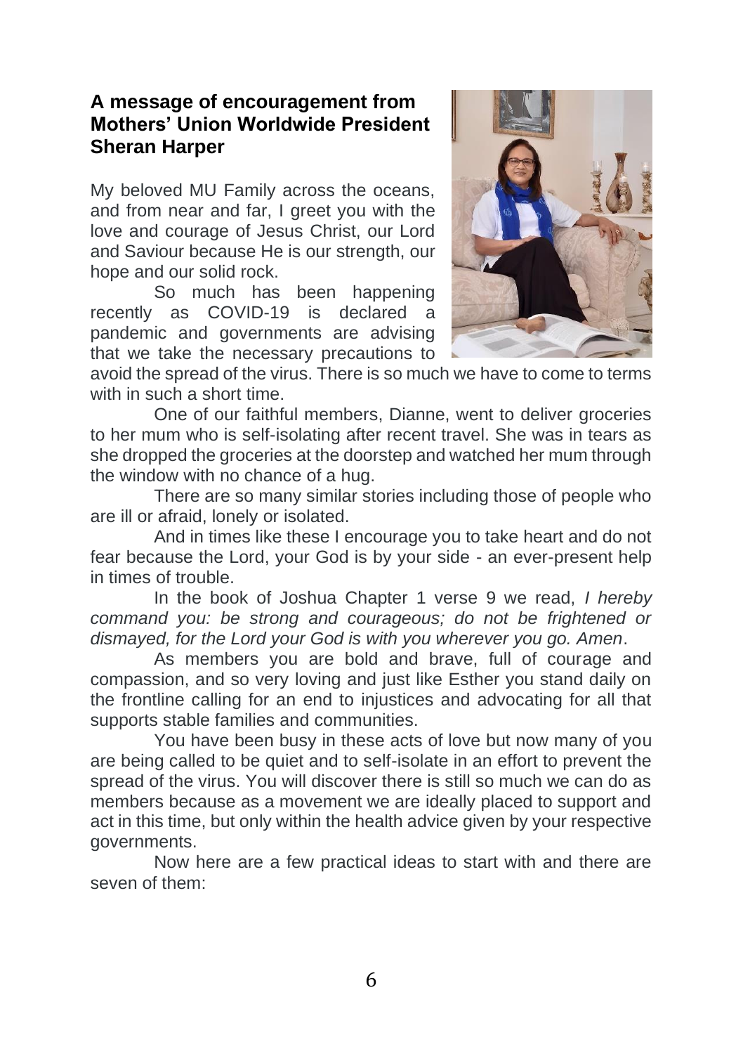## A message of encouragement from Mothers' Union Worldwide President Sheran Harper

My beloved MU Family across the oceans, and from near and far, I greet you with the love and courage of Jesus Christ, our Lord and Saviour because He is our strength, our hope and our solid rock.

So much has been happening recently as COVID-19 is declared a pandemic and governments are advising that we take the necessary precautions to avoid the spread of the virus. There is so much we have to come to terms with in such a short time.

One of our faithful members, Dianne, went to deliver groceries to her mum who is self-isolating after recent travel. She was in tears as she dropped the groceries at the doorstep and watched her mum through the window with no chance of a hug.

There are so many similar stories including those of people who are ill or afraid, lonely or isolated.

And in times like these I encourage you to take heart and do not fear because the Lord, your God is by your side - an ever-present help in times of trouble.

In the book of Joshua Chapter 1 verse 9 we read, *I hereby command you: be strong and courageous; do not be frightened or dismayed, for the Lord your God is with you wherever you go. Amen*.

As members you are bold and brave, full of courage and compassion, and so very loving and just like Esther you stand daily on the frontline calling for an end to injustices and advocating for all that supports stable families and communities.

You have been busy in these acts of love but now many of you are being called to be quiet and to self-isolate in an effort to prevent the spread of the virus. You will discover there is still so much we can do as members because as a movement we are ideally placed to support and act in this time, but only within the health advice given by your respective governments.

Now here are a few practical ideas to start with and there are seven of them: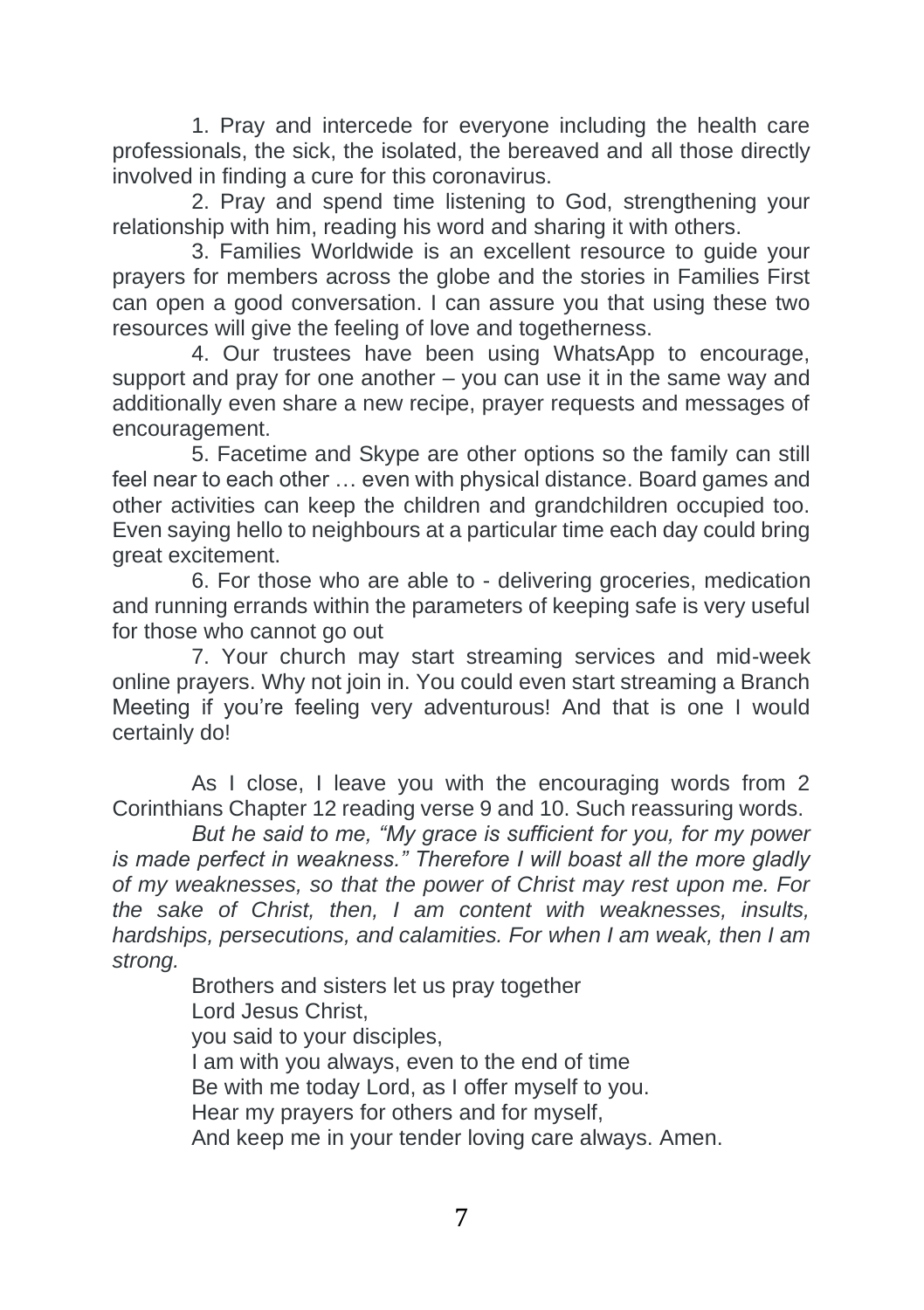1. Pray and intercede for everyone including the health care professionals, the sick, the isolated, the bereaved and all those directly involved in finding a cure for this coronavirus.

2. Pray and spend time listening to God, strengthening your relationship with him, reading his word and sharing it with others.

3. Families Worldwide is an excellent resource to guide your prayers for members across the globe and the stories in Families First can open a good conversation. I can assure you that using these two resources will give the feeling of love and togetherness.

4. Our trustees have been using WhatsApp to encourage, support and pray for one another – you can use it in the same way and additionally even share a new recipe, prayer requests and messages of encouragement.

5. Facetime and Skype are other options so the family can still feel near to each other … even with physical distance. Board games and other activities can keep the children and grandchildren occupied too. Even saying hello to neighbours at a particular time each day could bring great excitement.

6. For those who are able to - delivering groceries, medication and running errands within the parameters of keeping safe is very useful for those who cannot go out

7. Your church may start streaming services and mid-week online prayers. Why not join in. You could even start streaming a Branch Meeting if you're feeling very adventurous! And that is one I would certainly do!

As I close, I leave you with the encouraging words from 2 Corinthians Chapter 12 reading verse 9 and 10. Such reassuring words.

*But he said to me, "My grace is sufficient for you, for my power is made perfect in weakness." Therefore I will boast all the more gladly of my weaknesses, so that the power of Christ may rest upon me. For the sake of Christ, then, I am content with weaknesses, insults, hardships, persecutions, and calamities. For when I am weak, then I am strong.*

Brothers and sisters let us pray together
Lord Jesus Christ,
you said to your disciples,
I am with you always, even to the end of time
Be with me today Lord, as I offer myself to you.
Hear my prayers for others and for myself,
And keep me in your tender loving care always. Amen.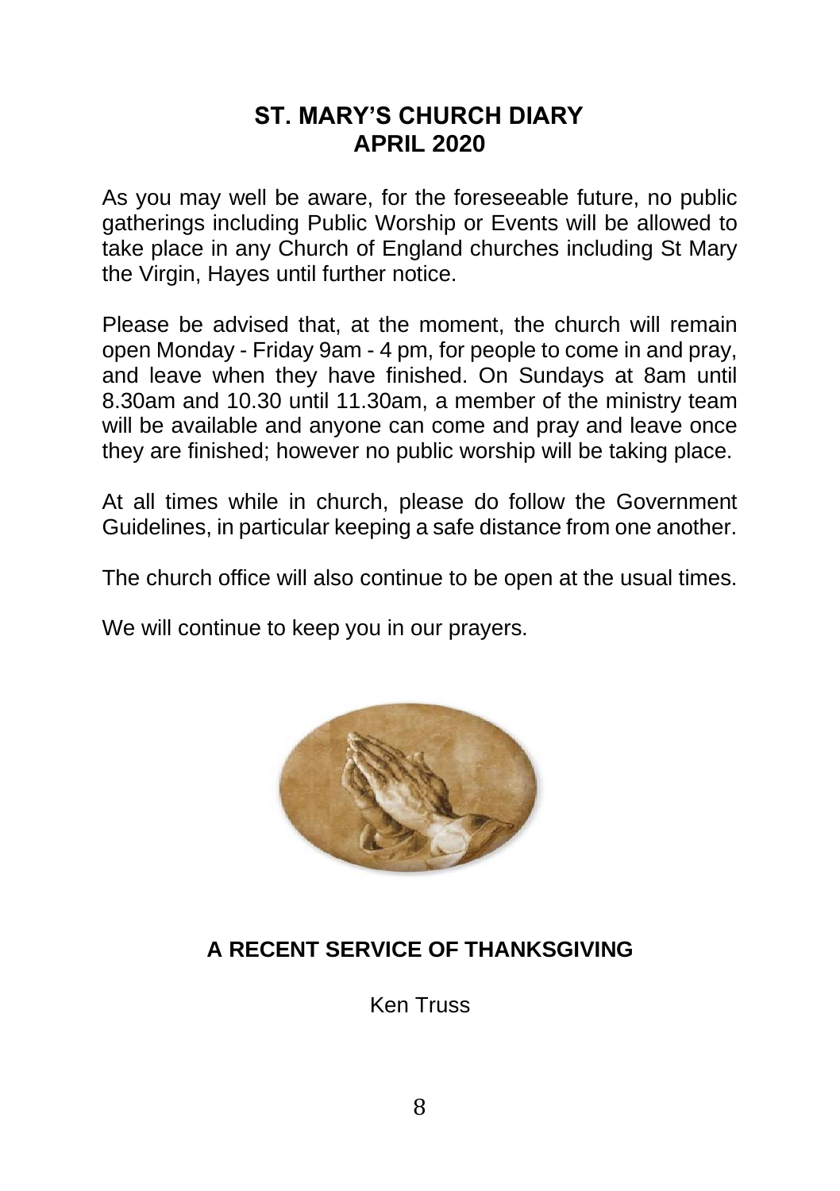## ST. MARY'S CHURCH DIARY
## APRIL 2020

As you may well be aware, for the foreseeable future, no public gatherings including Public Worship or Events will be allowed to take place in any Church of England churches including St Mary the Virgin, Hayes until further notice.

Please be advised that, at the moment, the church will remain open Monday - Friday 9am - 4 pm, for people to come in and pray, and leave when they have finished. On Sundays at 8am until 8.30am and 10.30 until 11.30am, a member of the ministry team will be available and anyone can come and pray and leave once they are finished; however no public worship will be taking place.

At all times while in church, please do follow the Government Guidelines, in particular keeping a safe distance from one another.

The church office will also continue to be open at the usual times.

We will continue to keep you in our prayers.

## A RECENT SERVICE OF THANKSGIVING

Ken Truss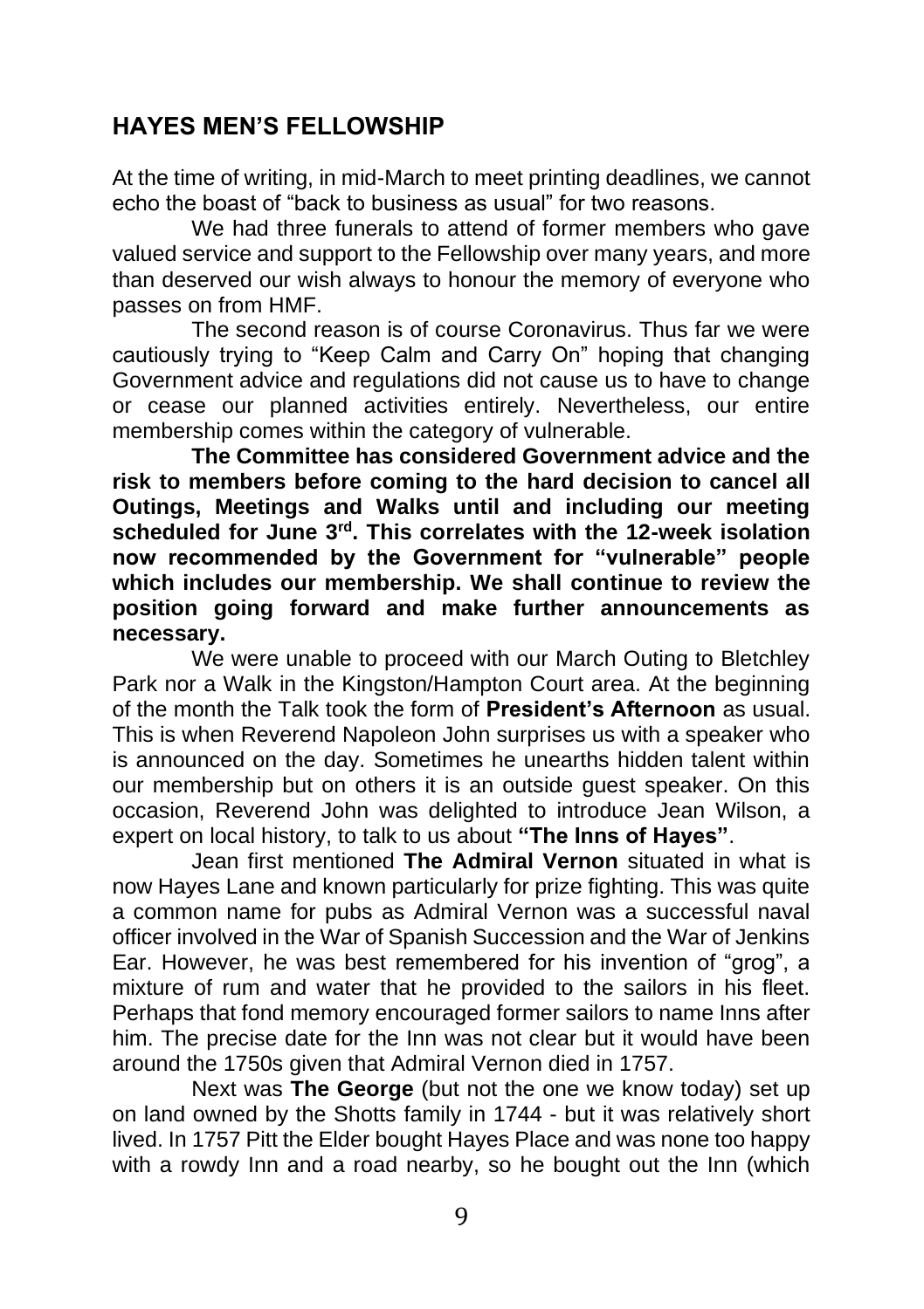## HAYES MEN'S FELLOWSHIP

At the time of writing, in mid-March to meet printing deadlines, we cannot echo the boast of "back to business as usual" for two reasons.

We had three funerals to attend of former members who gave valued service and support to the Fellowship over many years, and more than deserved our wish always to honour the memory of everyone who passes on from HMF.

The second reason is of course Coronavirus. Thus far we were cautiously trying to "Keep Calm and Carry On" hoping that changing Government advice and regulations did not cause us to have to change or cease our planned activities entirely. Nevertheless, our entire membership comes within the category of vulnerable.

**The Committee has considered Government advice and the risk to members before coming to the hard decision to cancel all Outings, Meetings and Walks until and including our meeting scheduled for June 3rd. This correlates with the 12-week isolation now recommended by the Government for "vulnerable" people which includes our membership. We shall continue to review the position going forward and make further announcements as necessary.**

We were unable to proceed with our March Outing to Bletchley Park nor a Walk in the Kingston/Hampton Court area. At the beginning of the month the Talk took the form of **President's Afternoon** as usual. This is when Reverend Napoleon John surprises us with a speaker who is announced on the day. Sometimes he unearths hidden talent within our membership but on others it is an outside guest speaker. On this occasion, Reverend John was delighted to introduce Jean Wilson, a expert on local history, to talk to us about **"The Inns of Hayes"**.

Jean first mentioned **The Admiral Vernon** situated in what is now Hayes Lane and known particularly for prize fighting. This was quite a common name for pubs as Admiral Vernon was a successful naval officer involved in the War of Spanish Succession and the War of Jenkins Ear. However, he was best remembered for his invention of "grog", a mixture of rum and water that he provided to the sailors in his fleet. Perhaps that fond memory encouraged former sailors to name Inns after him. The precise date for the Inn was not clear but it would have been around the 1750s given that Admiral Vernon died in 1757.

Next was **The George** (but not the one we know today) set up on land owned by the Shotts family in 1744 - but it was relatively short lived. In 1757 Pitt the Elder bought Hayes Place and was none too happy with a rowdy Inn and a road nearby, so he bought out the Inn (which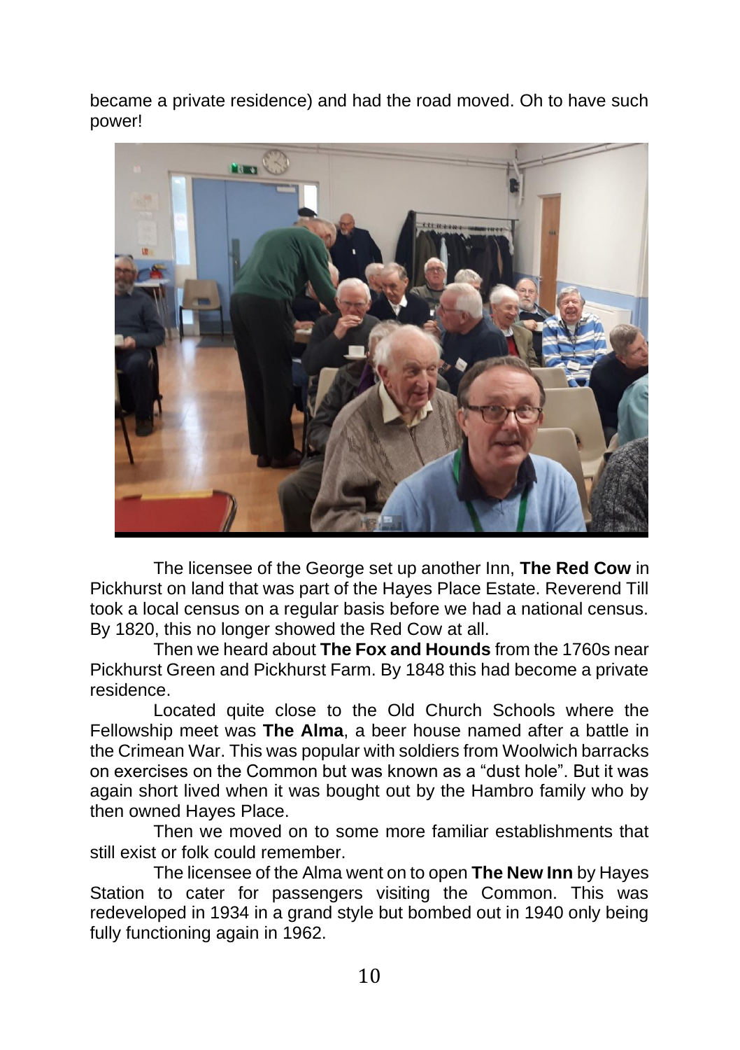became a private residence) and had the road moved. Oh to have such power!

The licensee of the George set up another Inn, **The Red Cow** in Pickhurst on land that was part of the Hayes Place Estate. Reverend Till took a local census on a regular basis before we had a national census. By 1820, this no longer showed the Red Cow at all.

Then we heard about **The Fox and Hounds** from the 1760s near Pickhurst Green and Pickhurst Farm. By 1848 this had become a private residence.

Located quite close to the Old Church Schools where the Fellowship meet was **The Alma**, a beer house named after a battle in the Crimean War. This was popular with soldiers from Woolwich barracks on exercises on the Common but was known as a "dust hole". But it was again short lived when it was bought out by the Hambro family who by then owned Hayes Place.

Then we moved on to some more familiar establishments that still exist or folk could remember.

The licensee of the Alma went on to open **The New Inn** by Hayes Station to cater for passengers visiting the Common. This was redeveloped in 1934 in a grand style but bombed out in 1940 only being fully functioning again in 1962.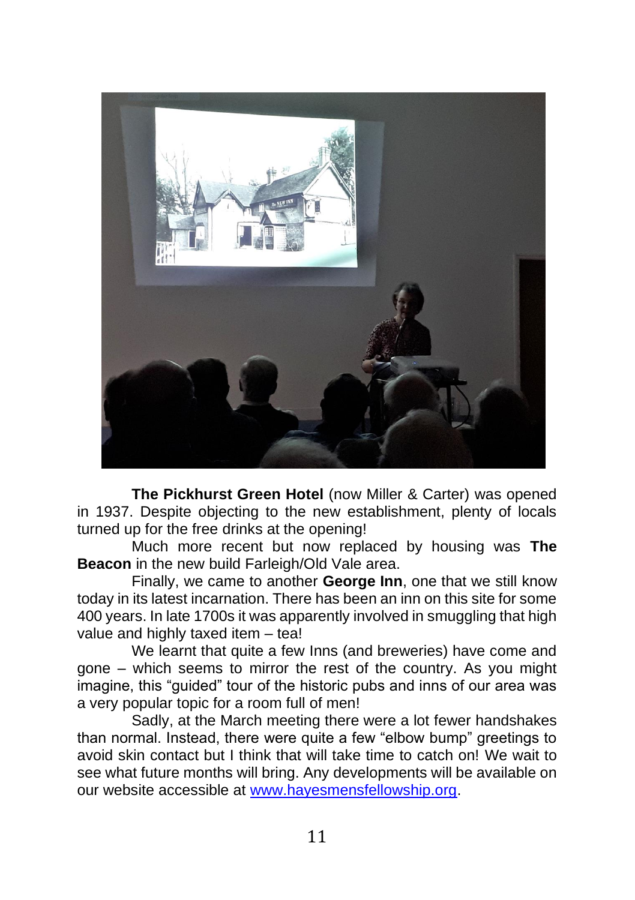**The Pickhurst Green Hotel** (now Miller & Carter) was opened in 1937. Despite objecting to the new establishment, plenty of locals turned up for the free drinks at the opening!

Much more recent but now replaced by housing was **The Beacon** in the new build Farleigh/Old Vale area.

Finally, we came to another **George Inn**, one that we still know today in its latest incarnation. There has been an inn on this site for some 400 years. In late 1700s it was apparently involved in smuggling that high value and highly taxed item – tea!

We learnt that quite a few Inns (and breweries) have come and gone – which seems to mirror the rest of the country. As you might imagine, this "guided" tour of the historic pubs and inns of our area was a very popular topic for a room full of men!

Sadly, at the March meeting there were a lot fewer handshakes than normal. Instead, there were quite a few "elbow bump" greetings to avoid skin contact but I think that will take time to catch on! We wait to see what future months will bring. Any developments will be available on our website accessible at [www.hayesmensfellowship.org](http://www.hayesmensfellowship.org).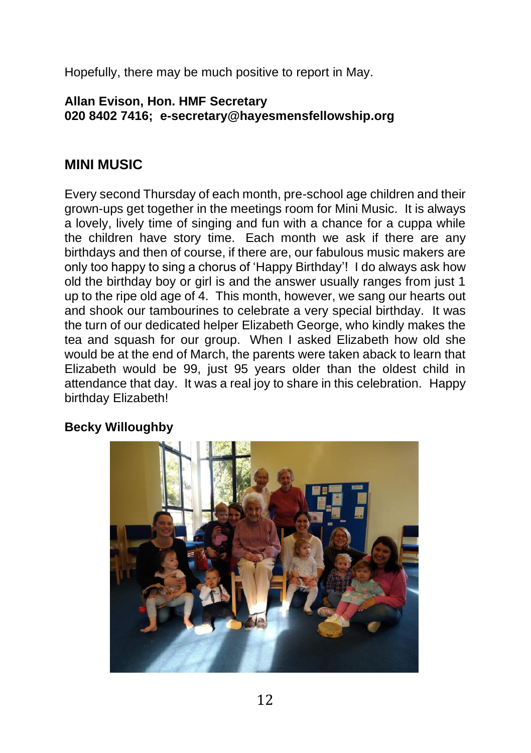Hopefully, there may be much positive to report in May.

**Allan Evison, Hon. HMF Secretary**
**020 8402 7416; e-secretary@hayesmensfellowship.org**

## MINI MUSIC

Every second Thursday of each month, pre-school age children and their grown-ups get together in the meetings room for Mini Music. It is always a lovely, lively time of singing and fun with a chance for a cuppa while the children have story time. Each month we ask if there are any birthdays and then of course, if there are, our fabulous music makers are only too happy to sing a chorus of 'Happy Birthday'! I do always ask how old the birthday boy or girl is and the answer usually ranges from just 1 up to the ripe old age of 4. This month, however, we sang our hearts out and shook our tambourines to celebrate a very special birthday. It was the turn of our dedicated helper Elizabeth George, who kindly makes the tea and squash for our group. When I asked Elizabeth how old she would be at the end of March, the parents were taken aback to learn that Elizabeth would be 99, just 95 years older than the oldest child in attendance that day. It was a real joy to share in this celebration. Happy birthday Elizabeth!

**Becky Willoughby**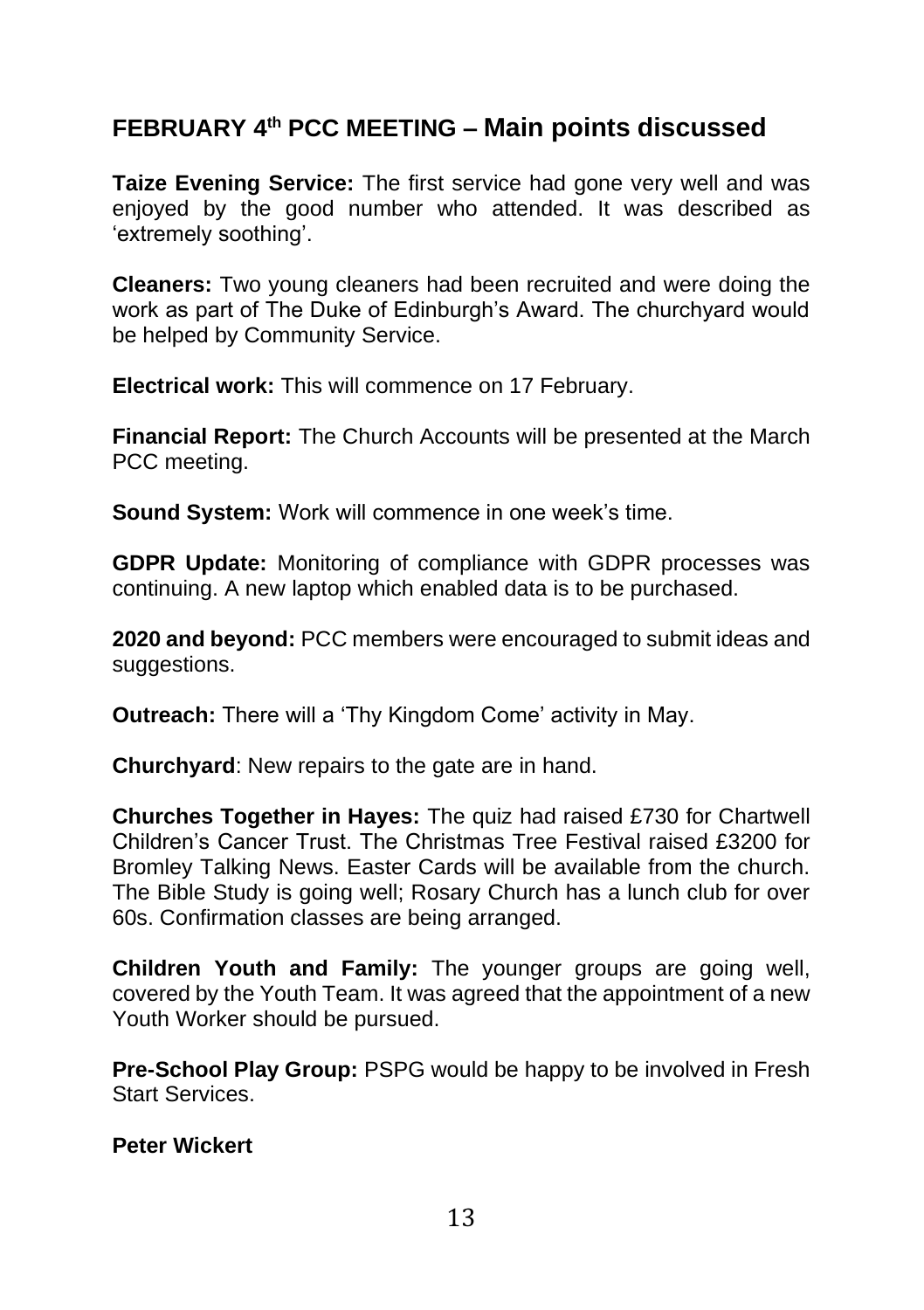## FEBRUARY 4th PCC MEETING – Main points discussed

**Taize Evening Service:** The first service had gone very well and was enjoyed by the good number who attended. It was described as 'extremely soothing'.

**Cleaners:** Two young cleaners had been recruited and were doing the work as part of The Duke of Edinburgh's Award. The churchyard would be helped by Community Service.

**Electrical work:** This will commence on 17 February.

**Financial Report:** The Church Accounts will be presented at the March PCC meeting.

**Sound System:** Work will commence in one week's time.

**GDPR Update:** Monitoring of compliance with GDPR processes was continuing. A new laptop which enabled data is to be purchased.

**2020 and beyond:** PCC members were encouraged to submit ideas and suggestions.

**Outreach:** There will a 'Thy Kingdom Come' activity in May.

**Churchyard**: New repairs to the gate are in hand.

**Churches Together in Hayes:** The quiz had raised £730 for Chartwell Children's Cancer Trust. The Christmas Tree Festival raised £3200 for Bromley Talking News. Easter Cards will be available from the church. The Bible Study is going well; Rosary Church has a lunch club for over 60s. Confirmation classes are being arranged.

**Children Youth and Family:** The younger groups are going well, covered by the Youth Team. It was agreed that the appointment of a new Youth Worker should be pursued.

**Pre-School Play Group:** PSPG would be happy to be involved in Fresh Start Services.

**Peter Wickert**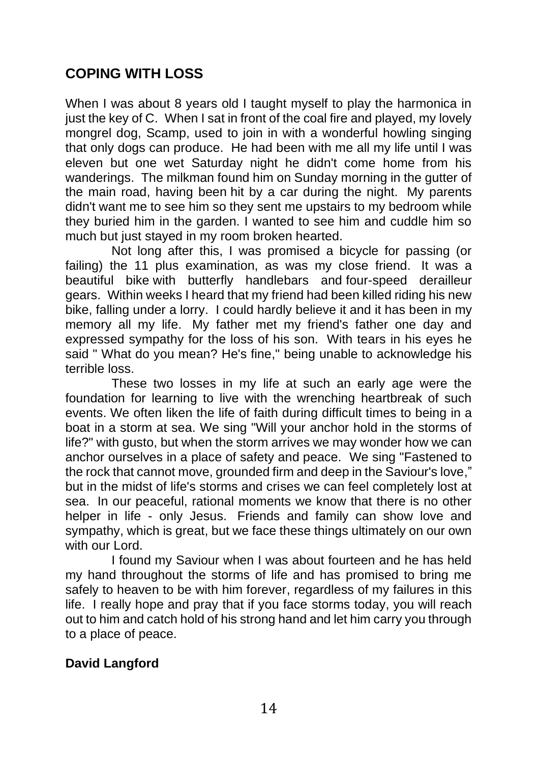## COPING WITH LOSS

When I was about 8 years old I taught myself to play the harmonica in just the key of C. When I sat in front of the coal fire and played, my lovely mongrel dog, Scamp, used to join in with a wonderful howling singing that only dogs can produce. He had been with me all my life until I was eleven but one wet Saturday night he didn't come home from his wanderings. The milkman found him on Sunday morning in the gutter of the main road, having been hit by a car during the night. My parents didn't want me to see him so they sent me upstairs to my bedroom while they buried him in the garden. I wanted to see him and cuddle him so much but just stayed in my room broken hearted.

Not long after this, I was promised a bicycle for passing (or failing) the 11 plus examination, as was my close friend. It was a beautiful bike with butterfly handlebars and four-speed derailleur gears. Within weeks I heard that my friend had been killed riding his new bike, falling under a lorry. I could hardly believe it and it has been in my memory all my life. My father met my friend's father one day and expressed sympathy for the loss of his son. With tears in his eyes he said " What do you mean? He's fine," being unable to acknowledge his terrible loss.

These two losses in my life at such an early age were the foundation for learning to live with the wrenching heartbreak of such events. We often liken the life of faith during difficult times to being in a boat in a storm at sea. We sing "Will your anchor hold in the storms of life?" with gusto, but when the storm arrives we may wonder how we can anchor ourselves in a place of safety and peace. We sing "Fastened to the rock that cannot move, grounded firm and deep in the Saviour's love," but in the midst of life's storms and crises we can feel completely lost at sea. In our peaceful, rational moments we know that there is no other helper in life - only Jesus. Friends and family can show love and sympathy, which is great, but we face these things ultimately on our own with our Lord.

I found my Saviour when I was about fourteen and he has held my hand throughout the storms of life and has promised to bring me safely to heaven to be with him forever, regardless of my failures in this life. I really hope and pray that if you face storms today, you will reach out to him and catch hold of his strong hand and let him carry you through to a place of peace.

**David Langford**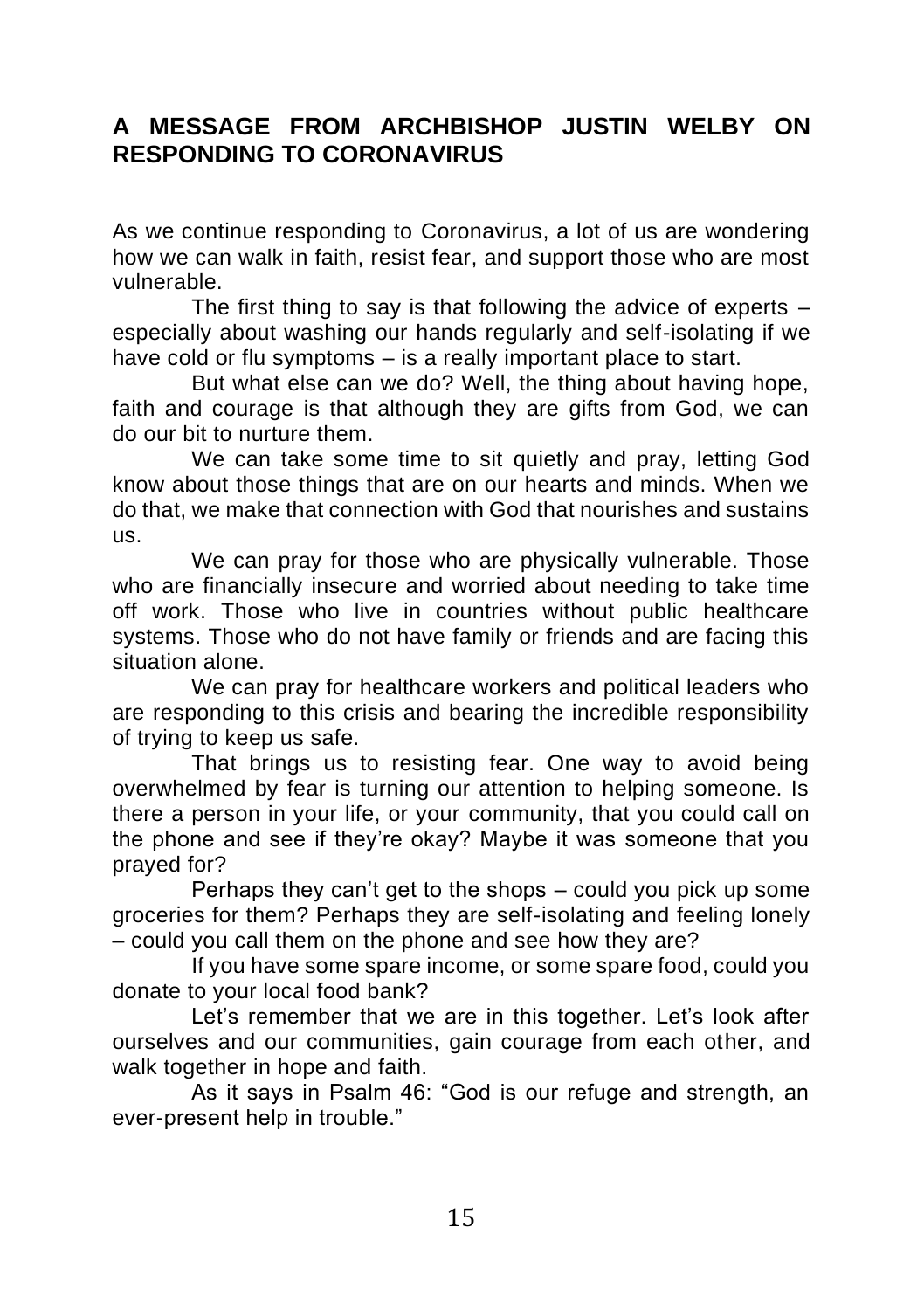## A MESSAGE FROM ARCHBISHOP JUSTIN WELBY ON RESPONDING TO CORONAVIRUS

As we continue responding to Coronavirus, a lot of us are wondering how we can walk in faith, resist fear, and support those who are most vulnerable.

The first thing to say is that following the advice of experts – especially about washing our hands regularly and self-isolating if we have cold or flu symptoms – is a really important place to start.

But what else can we do? Well, the thing about having hope, faith and courage is that although they are gifts from God, we can do our bit to nurture them.

We can take some time to sit quietly and pray, letting God know about those things that are on our hearts and minds. When we do that, we make that connection with God that nourishes and sustains us.

We can pray for those who are physically vulnerable. Those who are financially insecure and worried about needing to take time off work. Those who live in countries without public healthcare systems. Those who do not have family or friends and are facing this situation alone.

We can pray for healthcare workers and political leaders who are responding to this crisis and bearing the incredible responsibility of trying to keep us safe.

That brings us to resisting fear. One way to avoid being overwhelmed by fear is turning our attention to helping someone. Is there a person in your life, or your community, that you could call on the phone and see if they're okay? Maybe it was someone that you prayed for?

Perhaps they can't get to the shops – could you pick up some groceries for them? Perhaps they are self-isolating and feeling lonely – could you call them on the phone and see how they are?

If you have some spare income, or some spare food, could you donate to your local food bank?

Let's remember that we are in this together. Let's look after ourselves and our communities, gain courage from each other, and walk together in hope and faith.

As it says in Psalm 46: "God is our refuge and strength, an ever-present help in trouble."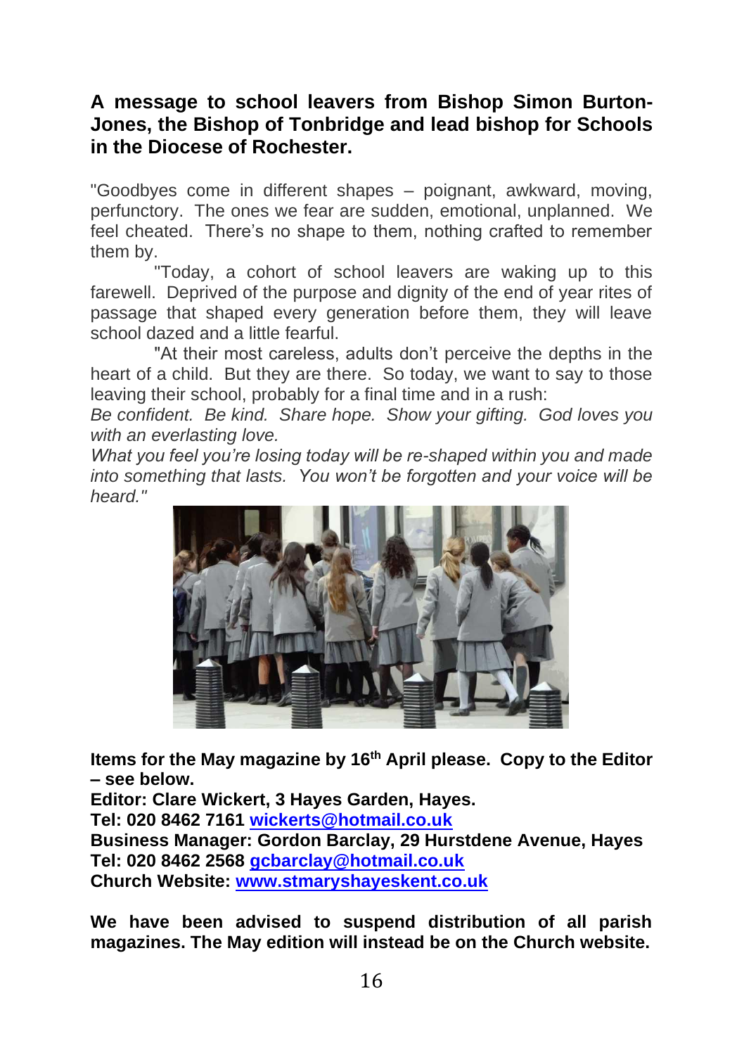**A message to school leavers from Bishop Simon Burton-Jones, the Bishop of Tonbridge and lead bishop for Schools in the Diocese of Rochester.**

"Goodbyes come in different shapes – poignant, awkward, moving, perfunctory. The ones we fear are sudden, emotional, unplanned. We feel cheated. There's no shape to them, nothing crafted to remember them by.

"Today, a cohort of school leavers are waking up to this farewell. Deprived of the purpose and dignity of the end of year rites of passage that shaped every generation before them, they will leave school dazed and a little fearful.

"At their most careless, adults don't perceive the depths in the heart of a child. But they are there. So today, we want to say to those leaving their school, probably for a final time and in a rush:

*Be confident. Be kind. Share hope. Show your gifting. God loves you with an everlasting love.*

*What you feel you're losing today will be re-shaped within you and made into something that lasts. You won't be forgotten and your voice will be heard."*

**Items for the May magazine by 16th April please. Copy to the Editor – see below.**
**Editor: Clare Wickert, 3 Hayes Garden, Hayes.**
**Tel: 020 8462 7161 wickerts@hotmail.co.uk**
**Business Manager: Gordon Barclay, 29 Hurstdene Avenue, Hayes**
**Tel: 020 8462 2568 gcbarclay@hotmail.co.uk**
**Church Website: www.stmaryshayeskent.co.uk**

**We have been advised to suspend distribution of all parish magazines. The May edition will instead be on the Church website.**